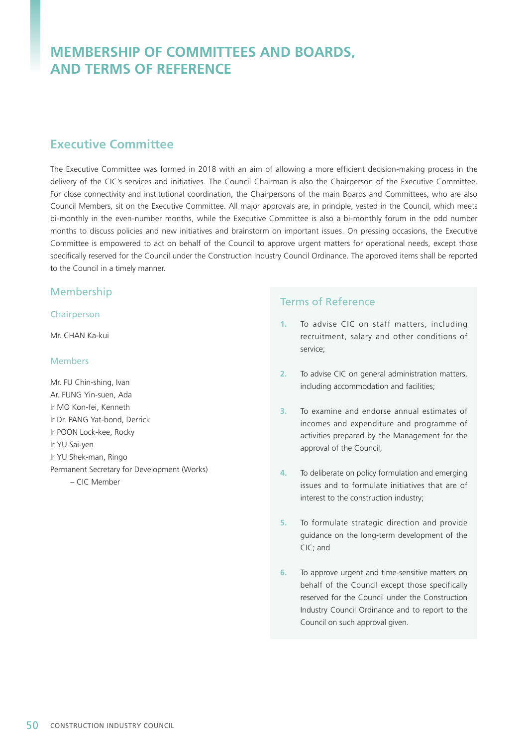# MEMBERSHIP OF COMMITTEES AND BOARDS, AND TERMS OF REFERENCE

## Executive Committee

The Executive Committee was formed in 2018 with an aim of allowing a more efficient decision-making process in the delivery of the CIC's services and initiatives. The Council Chairman is also the Chairperson of the Executive Committee. For close connectivity and institutional coordination, the Chairpersons of the main Boards and Committees, who are also Council Members, sit on the Executive Committee. All major approvals are, in principle, vested in the Council, which meets bi-monthly in the even-number months, while the Executive Committee is also a bi-monthly forum in the odd number months to discuss policies and new initiatives and brainstorm on important issues. On pressing occasions, the Executive Committee is empowered to act on behalf of the Council to approve urgent matters for operational needs, except those specifically reserved for the Council under the Construction Industry Council Ordinance. The approved items shall be reported to the Council in a timely manner.

### Membership

#### Chairperson

Mr. CHAN Ka-kui

#### Members

Mr. FU Chin-shing, Ivan
Ar. FUNG Yin-suen, Ada
Ir MO Kon-fei, Kenneth
Ir Dr. PANG Yat-bond, Derrick
Ir POON Lock-kee, Rocky
Ir YU Sai-yen
Ir YU Shek-man, Ringo
Permanent Secretary for Development (Works)
– CIC Member

### Terms of Reference

1. To advise CIC on staff matters, including recruitment, salary and other conditions of service;
2. To advise CIC on general administration matters, including accommodation and facilities;
3. To examine and endorse annual estimates of incomes and expenditure and programme of activities prepared by the Management for the approval of the Council;
4. To deliberate on policy formulation and emerging issues and to formulate initiatives that are of interest to the construction industry;
5. To formulate strategic direction and provide guidance on the long-term development of the CIC; and
6. To approve urgent and time-sensitive matters on behalf of the Council except those specifically reserved for the Council under the Construction Industry Council Ordinance and to report to the Council on such approval given.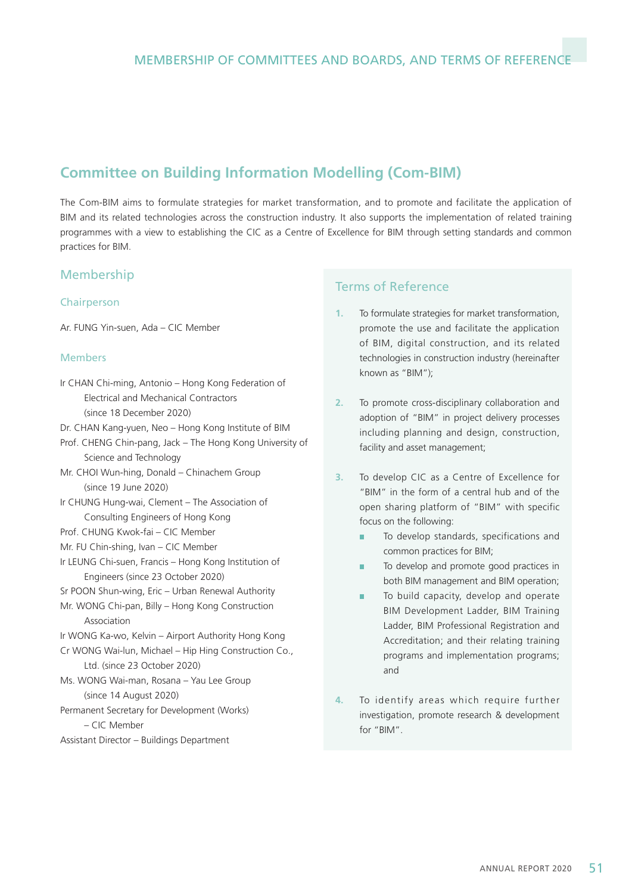## Committee on Building Information Modelling (Com-BIM)

The Com-BIM aims to formulate strategies for market transformation, and to promote and facilitate the application of BIM and its related technologies across the construction industry. It also supports the implementation of related training programmes with a view to establishing the CIC as a Centre of Excellence for BIM through setting standards and common practices for BIM.

### Membership

#### Chairperson

Ar. FUNG Yin-suen, Ada – CIC Member

#### Members

Ir CHAN Chi-ming, Antonio – Hong Kong Federation of Electrical and Mechanical Contractors (since 18 December 2020)
Dr. CHAN Kang-yuen, Neo – Hong Kong Institute of BIM
Prof. CHENG Chin-pang, Jack – The Hong Kong University of Science and Technology
Mr. CHOI Wun-hing, Donald – Chinachem Group (since 19 June 2020)
Ir CHUNG Hung-wai, Clement – The Association of Consulting Engineers of Hong Kong
Prof. CHUNG Kwok-fai – CIC Member
Mr. FU Chin-shing, Ivan – CIC Member
Ir LEUNG Chi-suen, Francis – Hong Kong Institution of Engineers (since 23 October 2020)
Sr POON Shun-wing, Eric – Urban Renewal Authority
Mr. WONG Chi-pan, Billy – Hong Kong Construction Association
Ir WONG Ka-wo, Kelvin – Airport Authority Hong Kong
Cr WONG Wai-lun, Michael – Hip Hing Construction Co., Ltd. (since 23 October 2020)
Ms. WONG Wai-man, Rosana – Yau Lee Group (since 14 August 2020)
Permanent Secretary for Development (Works) – CIC Member
Assistant Director – Buildings Department

### Terms of Reference

1. To formulate strategies for market transformation, promote the use and facilitate the application of BIM, digital construction, and its related technologies in construction industry (hereinafter known as "BIM");

2. To promote cross-disciplinary collaboration and adoption of "BIM" in project delivery processes including planning and design, construction, facility and asset management;

3. To develop CIC as a Centre of Excellence for "BIM" in the form of a central hub and of the open sharing platform of "BIM" with specific focus on the following:
   - To develop standards, specifications and common practices for BIM;
   - To develop and promote good practices in both BIM management and BIM operation;
   - To build capacity, develop and operate BIM Development Ladder, BIM Training Ladder, BIM Professional Registration and Accreditation; and their relating training programs and implementation programs; and

4. To identify areas which require further investigation, promote research & development for "BIM".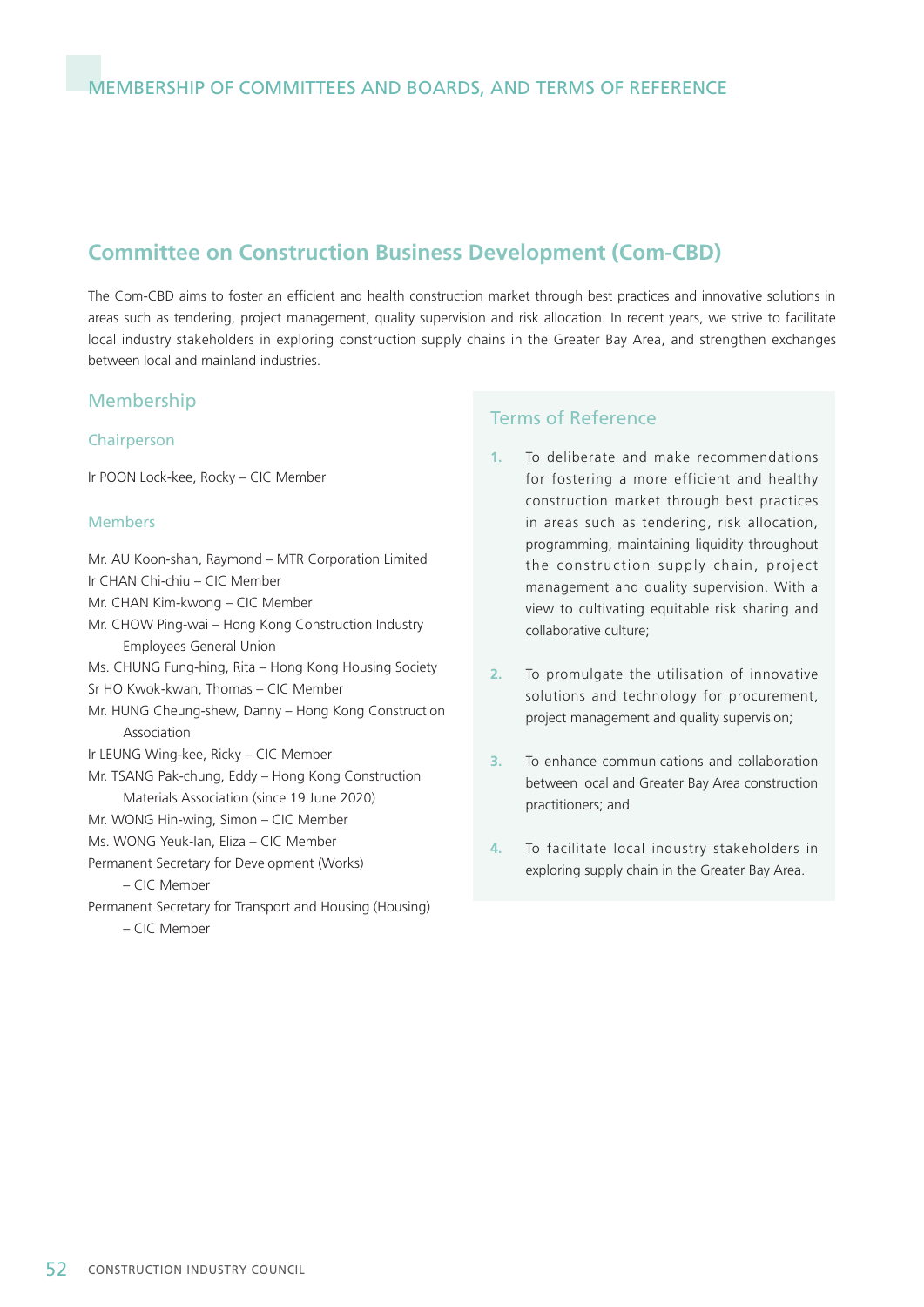## Committee on Construction Business Development (Com-CBD)

The Com-CBD aims to foster an efficient and health construction market through best practices and innovative solutions in areas such as tendering, project management, quality supervision and risk allocation. In recent years, we strive to facilitate local industry stakeholders in exploring construction supply chains in the Greater Bay Area, and strengthen exchanges between local and mainland industries.

### Membership

#### Chairperson

Ir POON Lock-kee, Rocky – CIC Member

#### Members

Mr. AU Koon-shan, Raymond – MTR Corporation Limited
Ir CHAN Chi-chiu – CIC Member
Mr. CHAN Kim-kwong – CIC Member
Mr. CHOW Ping-wai – Hong Kong Construction Industry Employees General Union
Ms. CHUNG Fung-hing, Rita – Hong Kong Housing Society
Sr HO Kwok-kwan, Thomas – CIC Member
Mr. HUNG Cheung-shew, Danny – Hong Kong Construction Association
Ir LEUNG Wing-kee, Ricky – CIC Member
Mr. TSANG Pak-chung, Eddy – Hong Kong Construction Materials Association (since 19 June 2020)
Mr. WONG Hin-wing, Simon – CIC Member
Ms. WONG Yeuk-lan, Eliza – CIC Member
Permanent Secretary for Development (Works) – CIC Member
Permanent Secretary for Transport and Housing (Housing) – CIC Member

### Terms of Reference

1. To deliberate and make recommendations for fostering a more efficient and healthy construction market through best practices in areas such as tendering, risk allocation, programming, maintaining liquidity throughout the construction supply chain, project management and quality supervision. With a view to cultivating equitable risk sharing and collaborative culture;
2. To promulgate the utilisation of innovative solutions and technology for procurement, project management and quality supervision;
3. To enhance communications and collaboration between local and Greater Bay Area construction practitioners; and
4. To facilitate local industry stakeholders in exploring supply chain in the Greater Bay Area.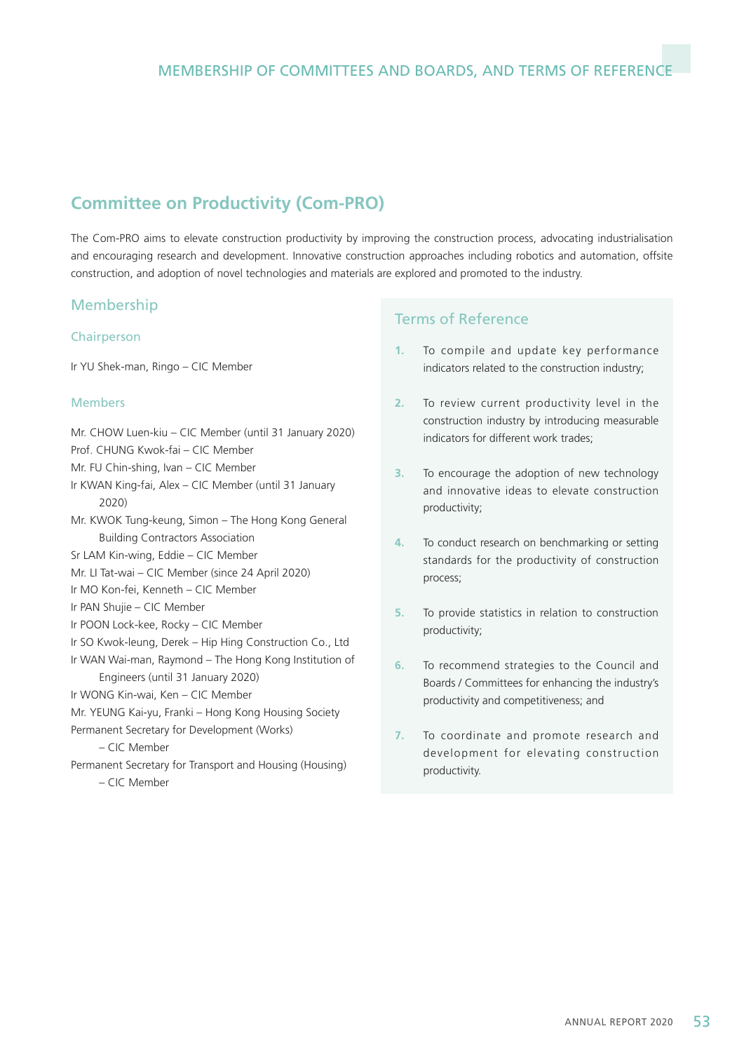## Committee on Productivity (Com-PRO)

The Com-PRO aims to elevate construction productivity by improving the construction process, advocating industrialisation and encouraging research and development. Innovative construction approaches including robotics and automation, offsite construction, and adoption of novel technologies and materials are explored and promoted to the industry.

### Membership

#### Chairperson

Ir YU Shek-man, Ringo – CIC Member

#### Members

Mr. CHOW Luen-kiu – CIC Member (until 31 January 2020)
Prof. CHUNG Kwok-fai – CIC Member
Mr. FU Chin-shing, Ivan – CIC Member
Ir KWAN King-fai, Alex – CIC Member (until 31 January 2020)
Mr. KWOK Tung-keung, Simon – The Hong Kong General Building Contractors Association
Sr LAM Kin-wing, Eddie – CIC Member
Mr. LI Tat-wai – CIC Member (since 24 April 2020)
Ir MO Kon-fei, Kenneth – CIC Member
Ir PAN Shujie – CIC Member
Ir POON Lock-kee, Rocky – CIC Member
Ir SO Kwok-leung, Derek – Hip Hing Construction Co., Ltd
Ir WAN Wai-man, Raymond – The Hong Kong Institution of Engineers (until 31 January 2020)
Ir WONG Kin-wai, Ken – CIC Member
Mr. YEUNG Kai-yu, Franki – Hong Kong Housing Society
Permanent Secretary for Development (Works) – CIC Member
Permanent Secretary for Transport and Housing (Housing) – CIC Member

### Terms of Reference

1. To compile and update key performance indicators related to the construction industry;
2. To review current productivity level in the construction industry by introducing measurable indicators for different work trades;
3. To encourage the adoption of new technology and innovative ideas to elevate construction productivity;
4. To conduct research on benchmarking or setting standards for the productivity of construction process;
5. To provide statistics in relation to construction productivity;
6. To recommend strategies to the Council and Boards / Committees for enhancing the industry's productivity and competitiveness; and
7. To coordinate and promote research and development for elevating construction productivity.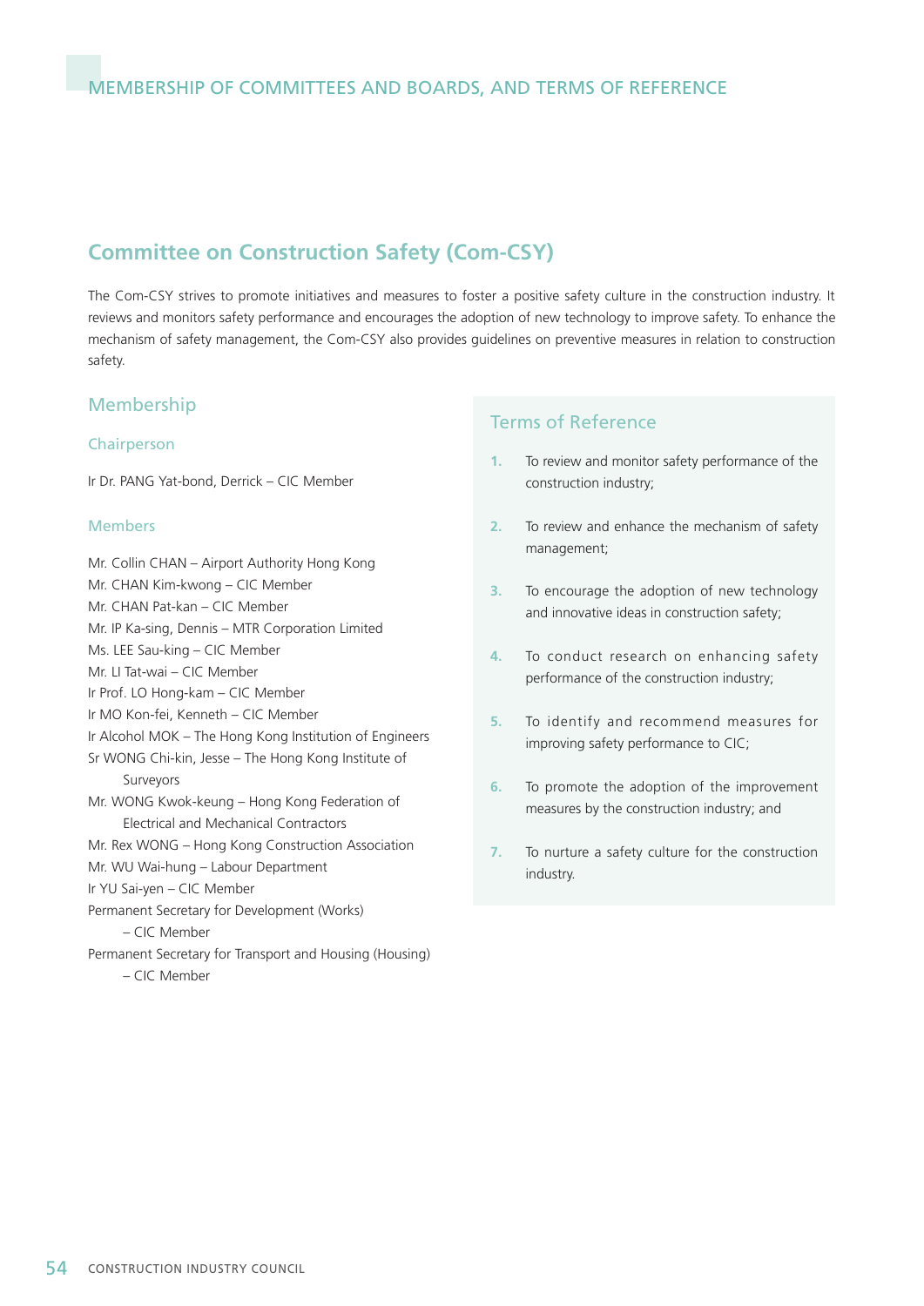## Committee on Construction Safety (Com-CSY)

The Com-CSY strives to promote initiatives and measures to foster a positive safety culture in the construction industry. It reviews and monitors safety performance and encourages the adoption of new technology to improve safety. To enhance the mechanism of safety management, the Com-CSY also provides guidelines on preventive measures in relation to construction safety.

### Membership

#### Chairperson

Ir Dr. PANG Yat-bond, Derrick – CIC Member

#### Members

Mr. Collin CHAN – Airport Authority Hong Kong
Mr. CHAN Kim-kwong – CIC Member
Mr. CHAN Pat-kan – CIC Member
Mr. IP Ka-sing, Dennis – MTR Corporation Limited
Ms. LEE Sau-king – CIC Member
Mr. LI Tat-wai – CIC Member
Ir Prof. LO Hong-kam – CIC Member
Ir MO Kon-fei, Kenneth – CIC Member
Ir Alcohol MOK – The Hong Kong Institution of Engineers
Sr WONG Chi-kin, Jesse – The Hong Kong Institute of Surveyors
Mr. WONG Kwok-keung – Hong Kong Federation of Electrical and Mechanical Contractors
Mr. Rex WONG – Hong Kong Construction Association
Mr. WU Wai-hung – Labour Department
Ir YU Sai-yen – CIC Member
Permanent Secretary for Development (Works) – CIC Member
Permanent Secretary for Transport and Housing (Housing) – CIC Member

### Terms of Reference

1. To review and monitor safety performance of the construction industry;
2. To review and enhance the mechanism of safety management;
3. To encourage the adoption of new technology and innovative ideas in construction safety;
4. To conduct research on enhancing safety performance of the construction industry;
5. To identify and recommend measures for improving safety performance to CIC;
6. To promote the adoption of the improvement measures by the construction industry; and
7. To nurture a safety culture for the construction industry.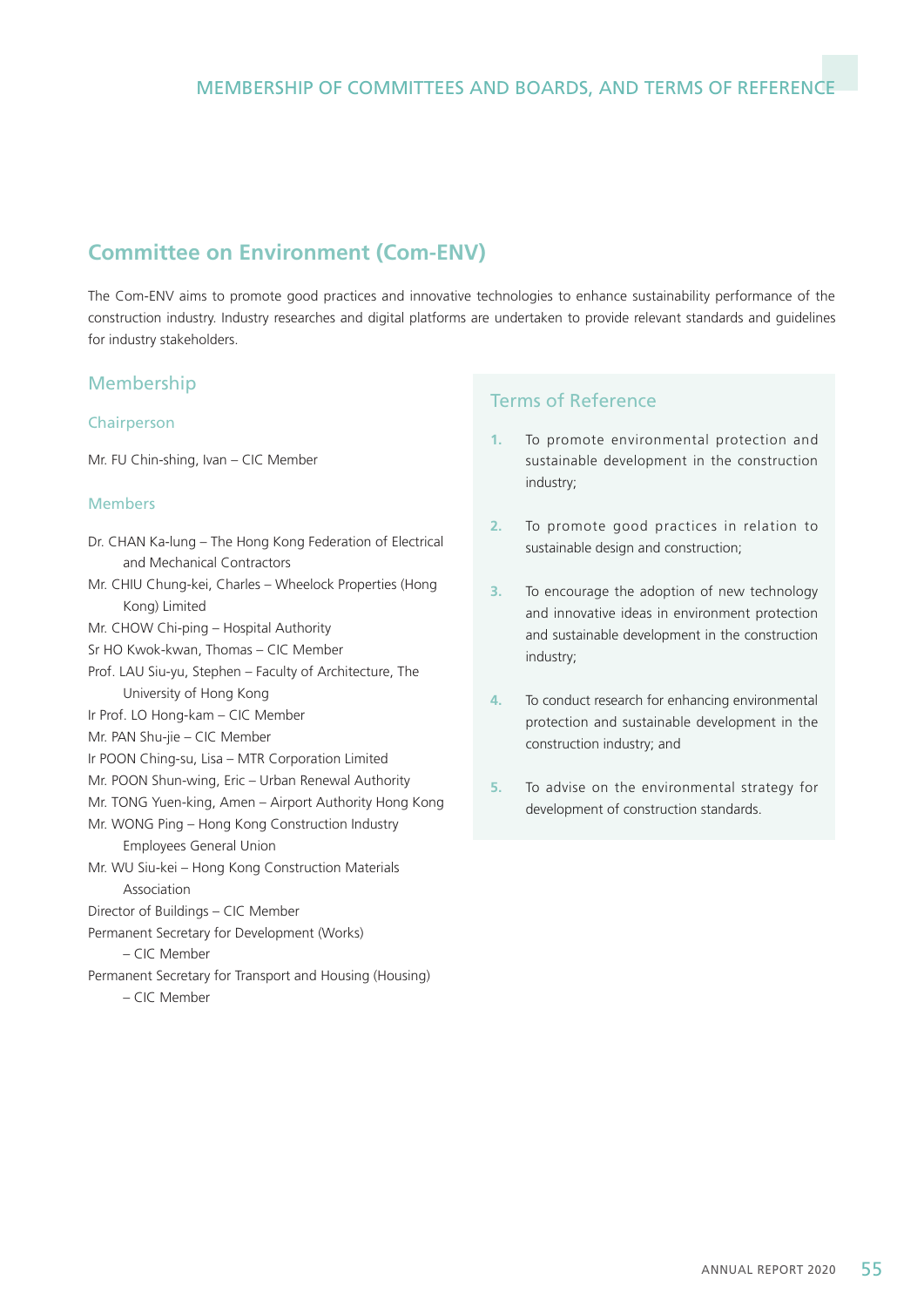## Committee on Environment (Com-ENV)

The Com-ENV aims to promote good practices and innovative technologies to enhance sustainability performance of the construction industry. Industry researches and digital platforms are undertaken to provide relevant standards and guidelines for industry stakeholders.

### Membership

#### Chairperson

Mr. FU Chin-shing, Ivan – CIC Member

#### Members

Dr. CHAN Ka-lung – The Hong Kong Federation of Electrical and Mechanical Contractors
Mr. CHIU Chung-kei, Charles – Wheelock Properties (Hong Kong) Limited
Mr. CHOW Chi-ping – Hospital Authority
Sr HO Kwok-kwan, Thomas – CIC Member
Prof. LAU Siu-yu, Stephen – Faculty of Architecture, The University of Hong Kong
Ir Prof. LO Hong-kam – CIC Member
Mr. PAN Shu-jie – CIC Member
Ir POON Ching-su, Lisa – MTR Corporation Limited
Mr. POON Shun-wing, Eric – Urban Renewal Authority
Mr. TONG Yuen-king, Amen – Airport Authority Hong Kong
Mr. WONG Ping – Hong Kong Construction Industry Employees General Union
Mr. WU Siu-kei – Hong Kong Construction Materials Association
Director of Buildings – CIC Member
Permanent Secretary for Development (Works) – CIC Member
Permanent Secretary for Transport and Housing (Housing) – CIC Member

### Terms of Reference

1. To promote environmental protection and sustainable development in the construction industry;
2. To promote good practices in relation to sustainable design and construction;
3. To encourage the adoption of new technology and innovative ideas in environment protection and sustainable development in the construction industry;
4. To conduct research for enhancing environmental protection and sustainable development in the construction industry; and
5. To advise on the environmental strategy for development of construction standards.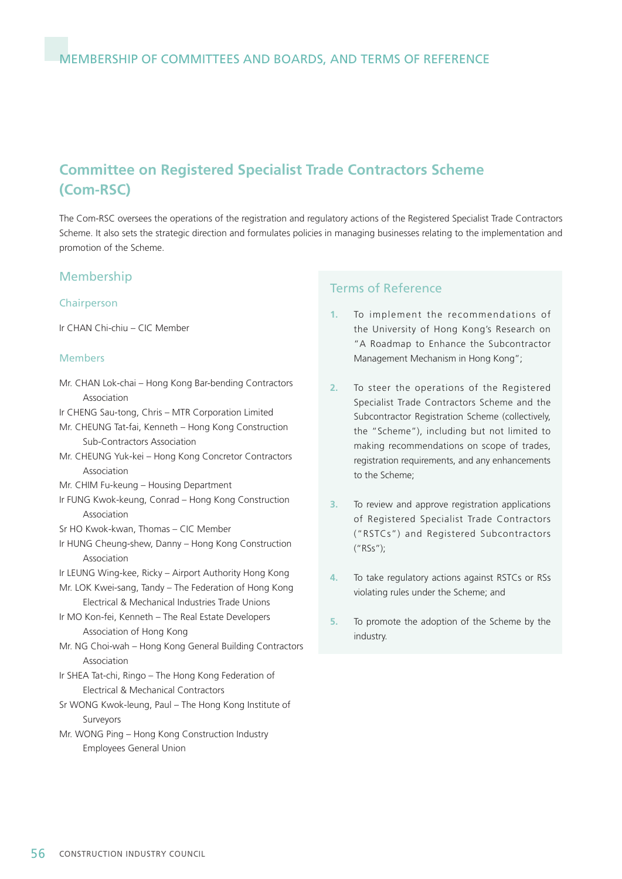## Committee on Registered Specialist Trade Contractors Scheme (Com-RSC)

The Com-RSC oversees the operations of the registration and regulatory actions of the Registered Specialist Trade Contractors Scheme. It also sets the strategic direction and formulates policies in managing businesses relating to the implementation and promotion of the Scheme.

### Membership

#### Chairperson

Ir CHAN Chi-chiu – CIC Member

#### Members

Mr. CHAN Lok-chai – Hong Kong Bar-bending Contractors Association
Ir CHENG Sau-tong, Chris – MTR Corporation Limited
Mr. CHEUNG Tat-fai, Kenneth – Hong Kong Construction Sub-Contractors Association
Mr. CHEUNG Yuk-kei – Hong Kong Concretor Contractors Association
Mr. CHIM Fu-keung – Housing Department
Ir FUNG Kwok-keung, Conrad – Hong Kong Construction Association
Sr HO Kwok-kwan, Thomas – CIC Member
Ir HUNG Cheung-shew, Danny – Hong Kong Construction Association
Ir LEUNG Wing-kee, Ricky – Airport Authority Hong Kong
Mr. LOK Kwei-sang, Tandy – The Federation of Hong Kong Electrical & Mechanical Industries Trade Unions
Ir MO Kon-fei, Kenneth – The Real Estate Developers Association of Hong Kong
Mr. NG Choi-wah – Hong Kong General Building Contractors Association
Ir SHEA Tat-chi, Ringo – The Hong Kong Federation of Electrical & Mechanical Contractors
Sr WONG Kwok-leung, Paul – The Hong Kong Institute of Surveyors
Mr. WONG Ping – Hong Kong Construction Industry Employees General Union

### Terms of Reference

1. To implement the recommendations of the University of Hong Kong's Research on "A Roadmap to Enhance the Subcontractor Management Mechanism in Hong Kong";
2. To steer the operations of the Registered Specialist Trade Contractors Scheme and the Subcontractor Registration Scheme (collectively, the "Scheme"), including but not limited to making recommendations on scope of trades, registration requirements, and any enhancements to the Scheme;
3. To review and approve registration applications of Registered Specialist Trade Contractors ("RSTCs") and Registered Subcontractors ("RSs");
4. To take regulatory actions against RSTCs or RSs violating rules under the Scheme; and
5. To promote the adoption of the Scheme by the industry.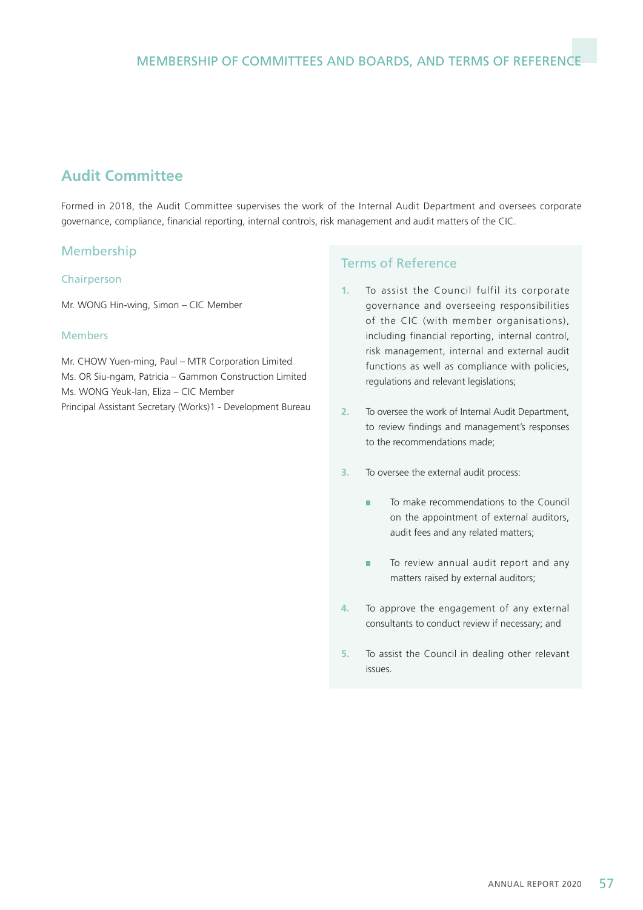## Audit Committee

Formed in 2018, the Audit Committee supervises the work of the Internal Audit Department and oversees corporate governance, compliance, financial reporting, internal controls, risk management and audit matters of the CIC.

### Membership

#### Chairperson

Mr. WONG Hin-wing, Simon – CIC Member

#### Members

Mr. CHOW Yuen-ming, Paul – MTR Corporation Limited
Ms. OR Siu-ngam, Patricia – Gammon Construction Limited
Ms. WONG Yeuk-lan, Eliza – CIC Member
Principal Assistant Secretary (Works)1 - Development Bureau

### Terms of Reference

1. To assist the Council fulfil its corporate governance and overseeing responsibilities of the CIC (with member organisations), including financial reporting, internal control, risk management, internal and external audit functions as well as compliance with policies, regulations and relevant legislations;

2. To oversee the work of Internal Audit Department, to review findings and management's responses to the recommendations made;

3. To oversee the external audit process:

   - To make recommendations to the Council on the appointment of external auditors, audit fees and any related matters;

   - To review annual audit report and any matters raised by external auditors;

4. To approve the engagement of any external consultants to conduct review if necessary; and

5. To assist the Council in dealing other relevant issues.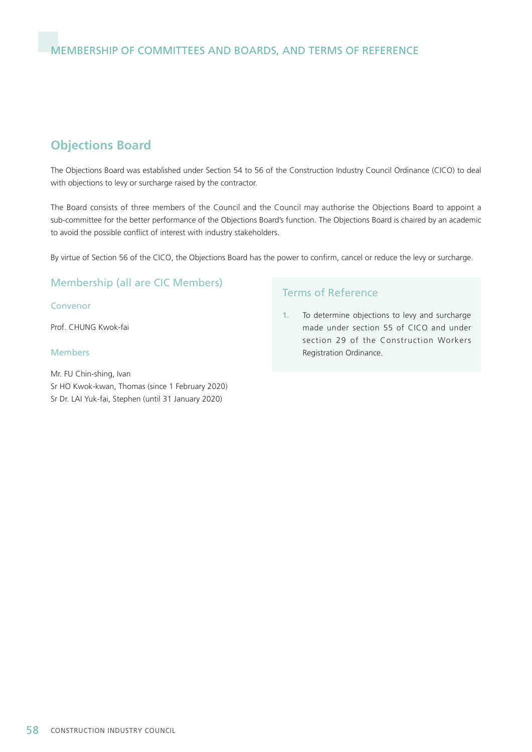## Objections Board

The Objections Board was established under Section 54 to 56 of the Construction Industry Council Ordinance (CICO) to deal with objections to levy or surcharge raised by the contractor.

The Board consists of three members of the Council and the Council may authorise the Objections Board to appoint a sub-committee for the better performance of the Objections Board's function. The Objections Board is chaired by an academic to avoid the possible conflict of interest with industry stakeholders.

By virtue of Section 56 of the CICO, the Objections Board has the power to confirm, cancel or reduce the levy or surcharge.

### Membership (all are CIC Members)

#### Convenor

Prof. CHUNG Kwok-fai

#### Members

Mr. FU Chin-shing, Ivan
Sr HO Kwok-kwan, Thomas (since 1 February 2020)
Sr Dr. LAI Yuk-fai, Stephen (until 31 January 2020)

### Terms of Reference

1. To determine objections to levy and surcharge made under section 55 of CICO and under section 29 of the Construction Workers Registration Ordinance.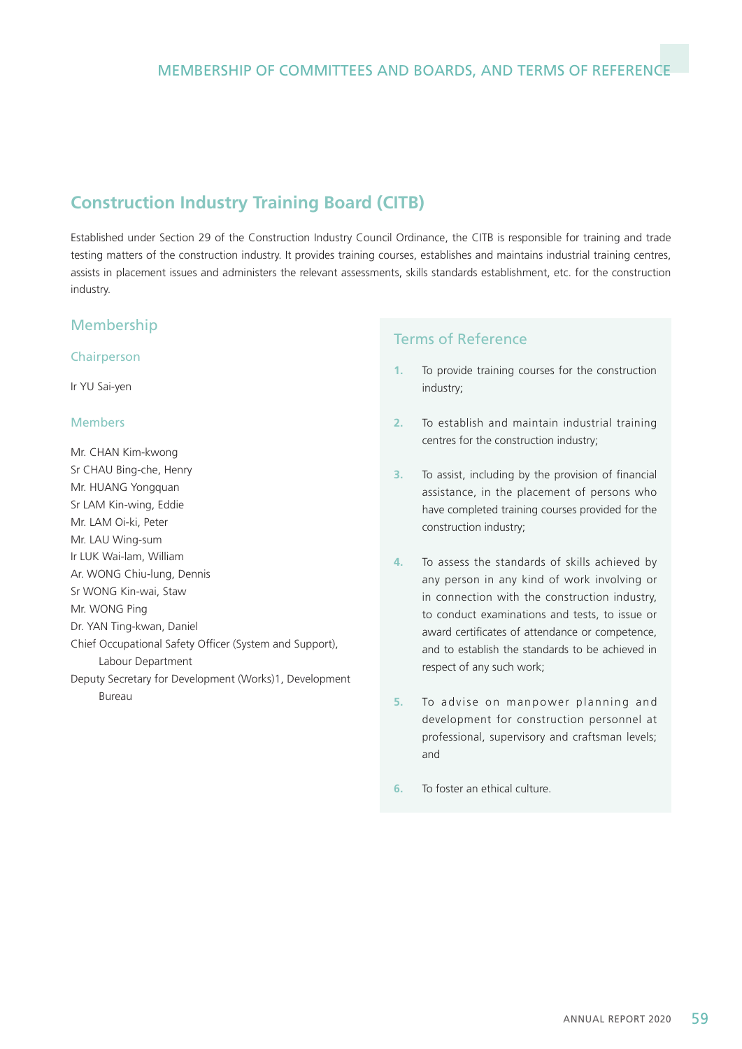## Construction Industry Training Board (CITB)

Established under Section 29 of the Construction Industry Council Ordinance, the CITB is responsible for training and trade testing matters of the construction industry. It provides training courses, establishes and maintains industrial training centres, assists in placement issues and administers the relevant assessments, skills standards establishment, etc. for the construction industry.

### Membership

#### Chairperson

Ir YU Sai-yen

#### Members

Mr. CHAN Kim-kwong
Sr CHAU Bing-che, Henry
Mr. HUANG Yongquan
Sr LAM Kin-wing, Eddie
Mr. LAM Oi-ki, Peter
Mr. LAU Wing-sum
Ir LUK Wai-lam, William
Ar. WONG Chiu-lung, Dennis
Sr WONG Kin-wai, Staw
Mr. WONG Ping
Dr. YAN Ting-kwan, Daniel
Chief Occupational Safety Officer (System and Support), Labour Department
Deputy Secretary for Development (Works)1, Development Bureau

### Terms of Reference

1. To provide training courses for the construction industry;
2. To establish and maintain industrial training centres for the construction industry;
3. To assist, including by the provision of financial assistance, in the placement of persons who have completed training courses provided for the construction industry;
4. To assess the standards of skills achieved by any person in any kind of work involving or in connection with the construction industry, to conduct examinations and tests, to issue or award certificates of attendance or competence, and to establish the standards to be achieved in respect of any such work;
5. To advise on manpower planning and development for construction personnel at professional, supervisory and craftsman levels; and
6. To foster an ethical culture.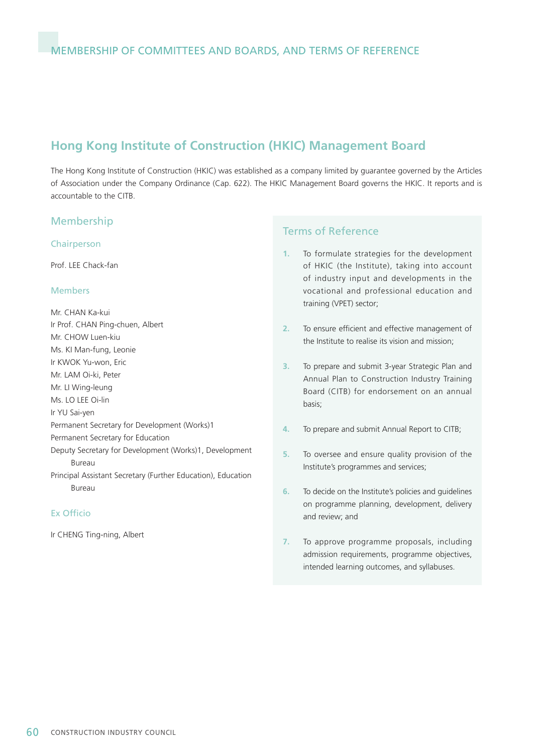## Hong Kong Institute of Construction (HKIC) Management Board

The Hong Kong Institute of Construction (HKIC) was established as a company limited by guarantee governed by the Articles of Association under the Company Ordinance (Cap. 622). The HKIC Management Board governs the HKIC. It reports and is accountable to the CITB.

### Membership

#### Chairperson

Prof. LEE Chack-fan

#### Members

Mr. CHAN Ka-kui
Ir Prof. CHAN Ping-chuen, Albert
Mr. CHOW Luen-kiu
Ms. KI Man-fung, Leonie
Ir KWOK Yu-won, Eric
Mr. LAM Oi-ki, Peter
Mr. LI Wing-leung
Ms. LO LEE Oi-lin
Ir YU Sai-yen
Permanent Secretary for Development (Works)1
Permanent Secretary for Education
Deputy Secretary for Development (Works)1, Development Bureau
Principal Assistant Secretary (Further Education), Education Bureau

#### Ex Officio

Ir CHENG Ting-ning, Albert

### Terms of Reference

1. To formulate strategies for the development of HKIC (the Institute), taking into account of industry input and developments in the vocational and professional education and training (VPET) sector;
2. To ensure efficient and effective management of the Institute to realise its vision and mission;
3. To prepare and submit 3-year Strategic Plan and Annual Plan to Construction Industry Training Board (CITB) for endorsement on an annual basis;
4. To prepare and submit Annual Report to CITB;
5. To oversee and ensure quality provision of the Institute's programmes and services;
6. To decide on the Institute's policies and guidelines on programme planning, development, delivery and review; and
7. To approve programme proposals, including admission requirements, programme objectives, intended learning outcomes, and syllabuses.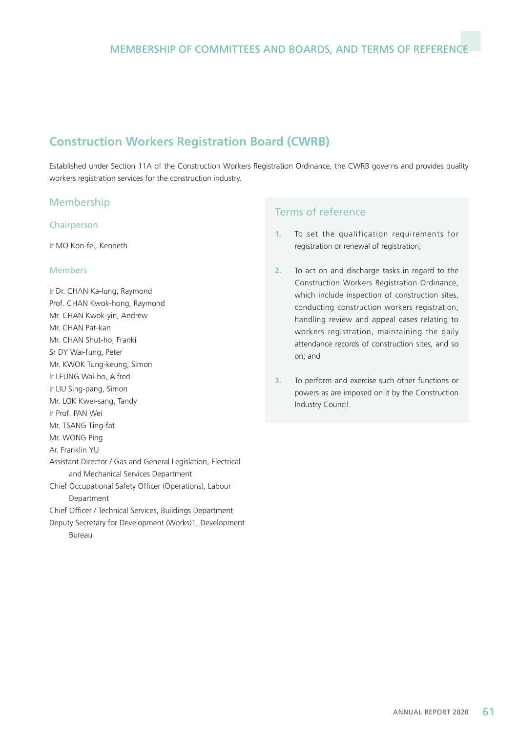## Construction Workers Registration Board (CWRB)

Established under Section 11A of the Construction Workers Registration Ordinance, the CWRB governs and provides quality workers registration services for the construction industry.

### Membership

#### Chairperson

Ir MO Kon-fei, Kenneth

#### Members

Ir Dr. CHAN Ka-lung, Raymond
Prof. CHAN Kwok-hong, Raymond
Mr. CHAN Kwok-yin, Andrew
Mr. CHAN Pat-kan
Mr. CHAN Shut-ho, Franki
Sr DY Wai-fung, Peter
Mr. KWOK Tung-keung, Simon
Ir LEUNG Wai-ho, Alfred
Ir LIU Sing-pang, Simon
Mr. LOK Kwei-sang, Tandy
Ir Prof. PAN Wei
Mr. TSANG Ting-fat
Mr. WONG Ping
Ar. Franklin YU
Assistant Director / Gas and General Legislation, Electrical and Mechanical Services Department
Chief Occupational Safety Officer (Operations), Labour Department
Chief Officer / Technical Services, Buildings Department
Deputy Secretary for Development (Works)1, Development Bureau

### Terms of reference

1. To set the qualification requirements for registration or renewal of registration;
2. To act on and discharge tasks in regard to the Construction Workers Registration Ordinance, which include inspection of construction sites, conducting construction workers registration, handling review and appeal cases relating to workers registration, maintaining the daily attendance records of construction sites, and so on; and
3. To perform and exercise such other functions or powers as are imposed on it by the Construction Industry Council.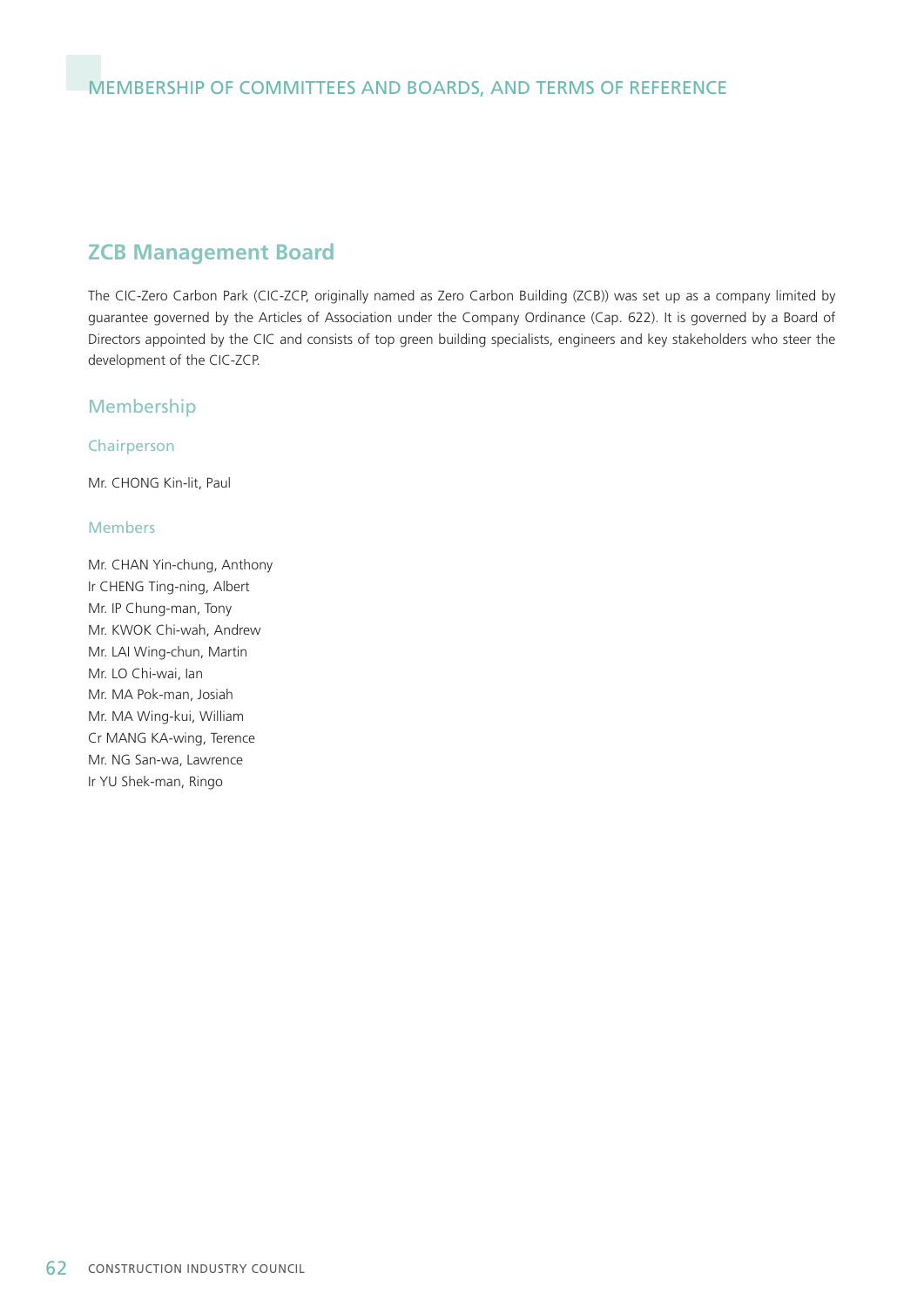## ZCB Management Board

The CIC-Zero Carbon Park (CIC-ZCP, originally named as Zero Carbon Building (ZCB)) was set up as a company limited by guarantee governed by the Articles of Association under the Company Ordinance (Cap. 622). It is governed by a Board of Directors appointed by the CIC and consists of top green building specialists, engineers and key stakeholders who steer the development of the CIC-ZCP.

### Membership

#### Chairperson

Mr. CHONG Kin-lit, Paul

#### Members

Mr. CHAN Yin-chung, Anthony
Ir CHENG Ting-ning, Albert
Mr. IP Chung-man, Tony
Mr. KWOK Chi-wah, Andrew
Mr. LAI Wing-chun, Martin
Mr. LO Chi-wai, Ian
Mr. MA Pok-man, Josiah
Mr. MA Wing-kui, William
Cr MANG KA-wing, Terence
Mr. NG San-wa, Lawrence
Ir YU Shek-man, Ringo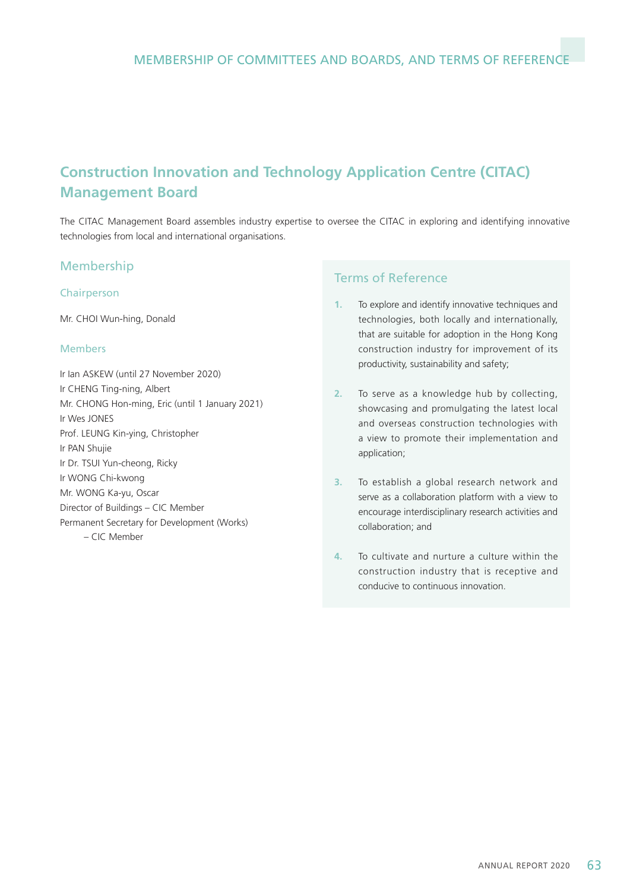## Construction Innovation and Technology Application Centre (CITAC) Management Board

The CITAC Management Board assembles industry expertise to oversee the CITAC in exploring and identifying innovative technologies from local and international organisations.

### Membership

#### Chairperson

Mr. CHOI Wun-hing, Donald

#### Members

Ir Ian ASKEW (until 27 November 2020)
Ir CHENG Ting-ning, Albert
Mr. CHONG Hon-ming, Eric (until 1 January 2021)
Ir Wes JONES
Prof. LEUNG Kin-ying, Christopher
Ir PAN Shujie
Ir Dr. TSUI Yun-cheong, Ricky
Ir WONG Chi-kwong
Mr. WONG Ka-yu, Oscar
Director of Buildings – CIC Member
Permanent Secretary for Development (Works) – CIC Member

### Terms of Reference

1. To explore and identify innovative techniques and technologies, both locally and internationally, that are suitable for adoption in the Hong Kong construction industry for improvement of its productivity, sustainability and safety;
2. To serve as a knowledge hub by collecting, showcasing and promulgating the latest local and overseas construction technologies with a view to promote their implementation and application;
3. To establish a global research network and serve as a collaboration platform with a view to encourage interdisciplinary research activities and collaboration; and
4. To cultivate and nurture a culture within the construction industry that is receptive and conducive to continuous innovation.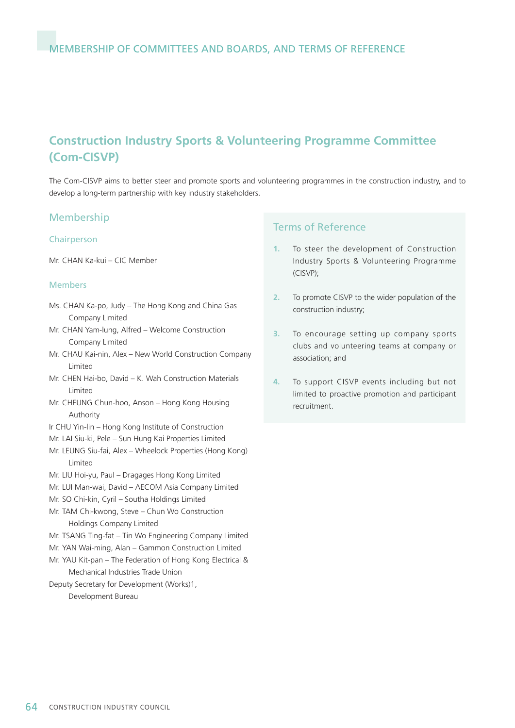## Construction Industry Sports & Volunteering Programme Committee (Com-CISVP)

The Com-CISVP aims to better steer and promote sports and volunteering programmes in the construction industry, and to develop a long-term partnership with key industry stakeholders.

### Membership

#### Chairperson

Mr. CHAN Ka-kui – CIC Member

#### Members

Ms. CHAN Ka-po, Judy – The Hong Kong and China Gas Company Limited
Mr. CHAN Yam-lung, Alfred – Welcome Construction Company Limited
Mr. CHAU Kai-nin, Alex – New World Construction Company Limited
Mr. CHEN Hai-bo, David – K. Wah Construction Materials Limited
Mr. CHEUNG Chun-hoo, Anson – Hong Kong Housing Authority
Ir CHU Yin-lin – Hong Kong Institute of Construction
Mr. LAI Siu-ki, Pele – Sun Hung Kai Properties Limited
Mr. LEUNG Siu-fai, Alex – Wheelock Properties (Hong Kong) Limited
Mr. LIU Hoi-yu, Paul – Dragages Hong Kong Limited
Mr. LUI Man-wai, David – AECOM Asia Company Limited
Mr. SO Chi-kin, Cyril – Southa Holdings Limited
Mr. TAM Chi-kwong, Steve – Chun Wo Construction Holdings Company Limited
Mr. TSANG Ting-fat – Tin Wo Engineering Company Limited
Mr. YAN Wai-ming, Alan – Gammon Construction Limited
Mr. YAU Kit-pan – The Federation of Hong Kong Electrical & Mechanical Industries Trade Union
Deputy Secretary for Development (Works)1, Development Bureau

### Terms of Reference

1. To steer the development of Construction Industry Sports & Volunteering Programme (CISVP);
2. To promote CISVP to the wider population of the construction industry;
3. To encourage setting up company sports clubs and volunteering teams at company or association; and
4. To support CISVP events including but not limited to proactive promotion and participant recruitment.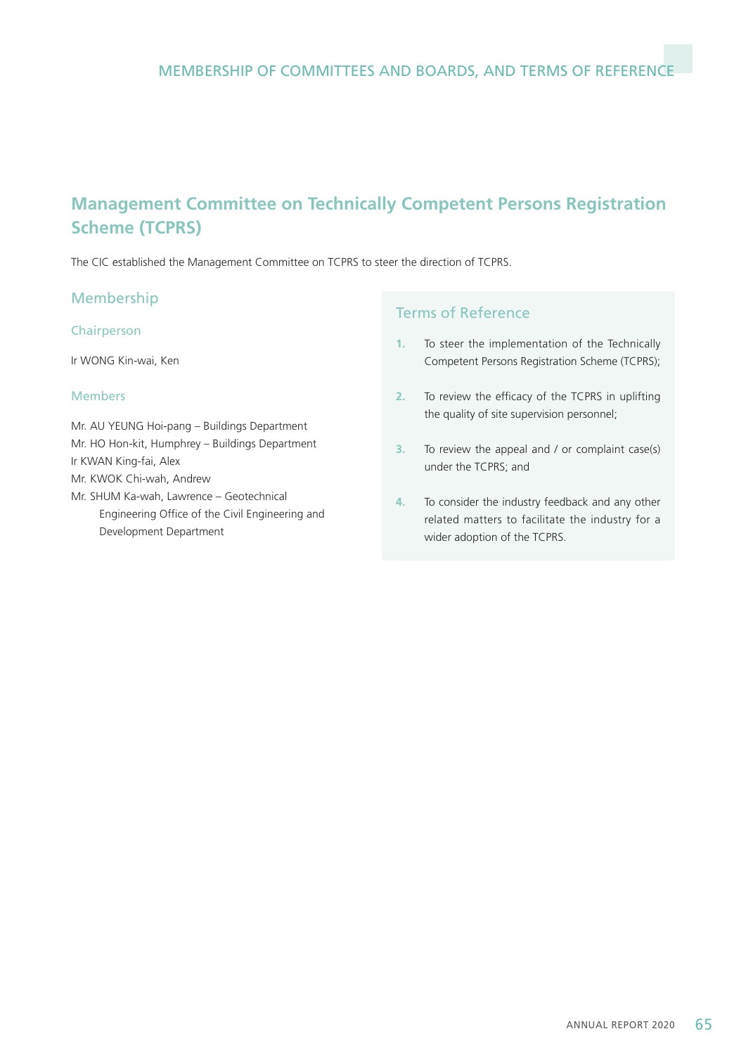## Management Committee on Technically Competent Persons Registration Scheme (TCPRS)

The CIC established the Management Committee on TCPRS to steer the direction of TCPRS.

### Membership

#### Chairperson

Ir WONG Kin-wai, Ken

#### Members

Mr. AU YEUNG Hoi-pang – Buildings Department
Mr. HO Hon-kit, Humphrey – Buildings Department
Ir KWAN King-fai, Alex
Mr. KWOK Chi-wah, Andrew
Mr. SHUM Ka-wah, Lawrence – Geotechnical Engineering Office of the Civil Engineering and Development Department

### Terms of Reference

1. To steer the implementation of the Technically Competent Persons Registration Scheme (TCPRS);
2. To review the efficacy of the TCPRS in uplifting the quality of site supervision personnel;
3. To review the appeal and / or complaint case(s) under the TCPRS; and
4. To consider the industry feedback and any other related matters to facilitate the industry for a wider adoption of the TCPRS.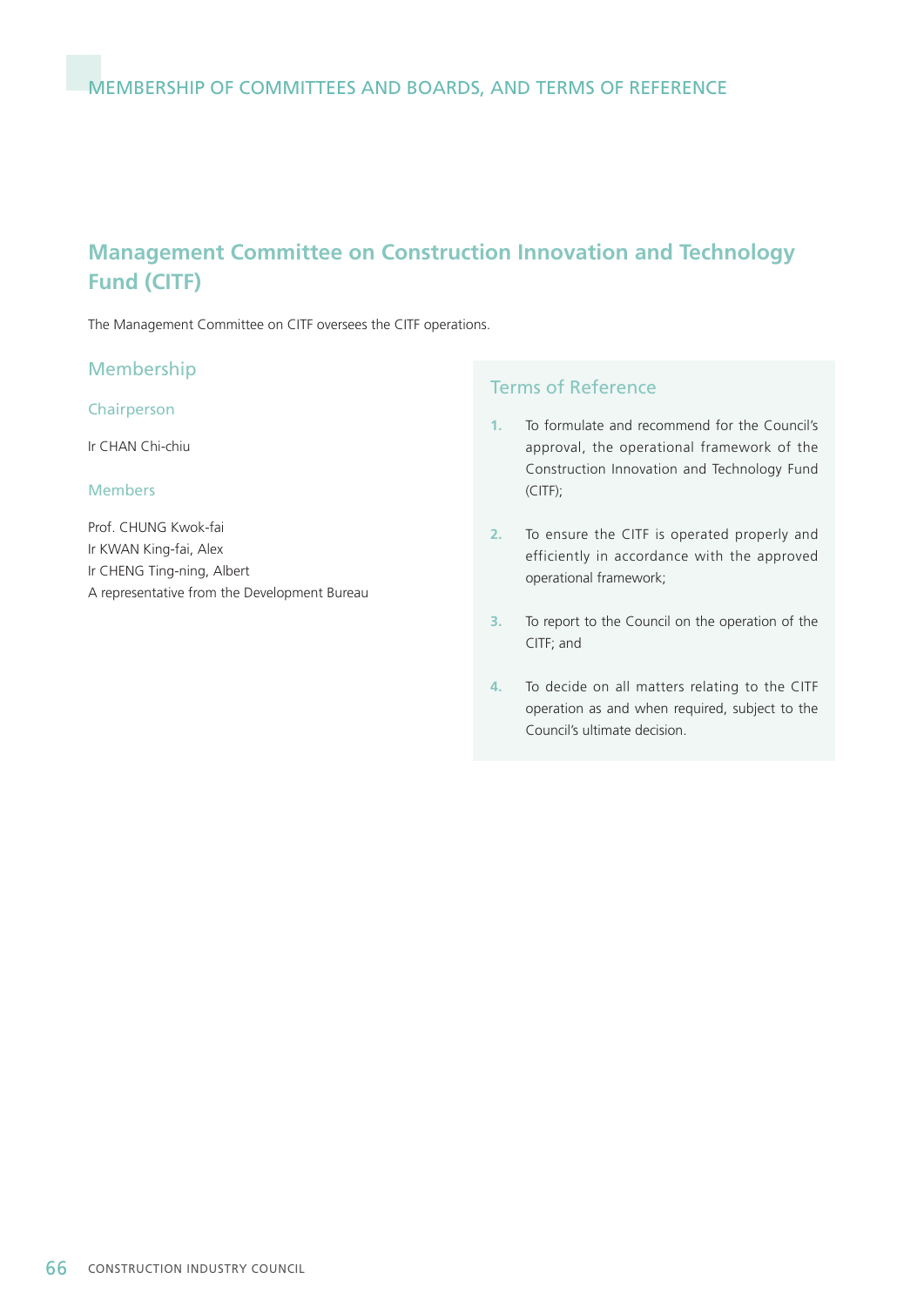## Management Committee on Construction Innovation and Technology Fund (CITF)

The Management Committee on CITF oversees the CITF operations.

### Membership

#### Chairperson

Ir CHAN Chi-chiu

#### Members

Prof. CHUNG Kwok-fai
Ir KWAN King-fai, Alex
Ir CHENG Ting-ning, Albert
A representative from the Development Bureau

### Terms of Reference

1. To formulate and recommend for the Council's approval, the operational framework of the Construction Innovation and Technology Fund (CITF);

2. To ensure the CITF is operated properly and efficiently in accordance with the approved operational framework;

3. To report to the Council on the operation of the CITF; and

4. To decide on all matters relating to the CITF operation as and when required, subject to the Council's ultimate decision.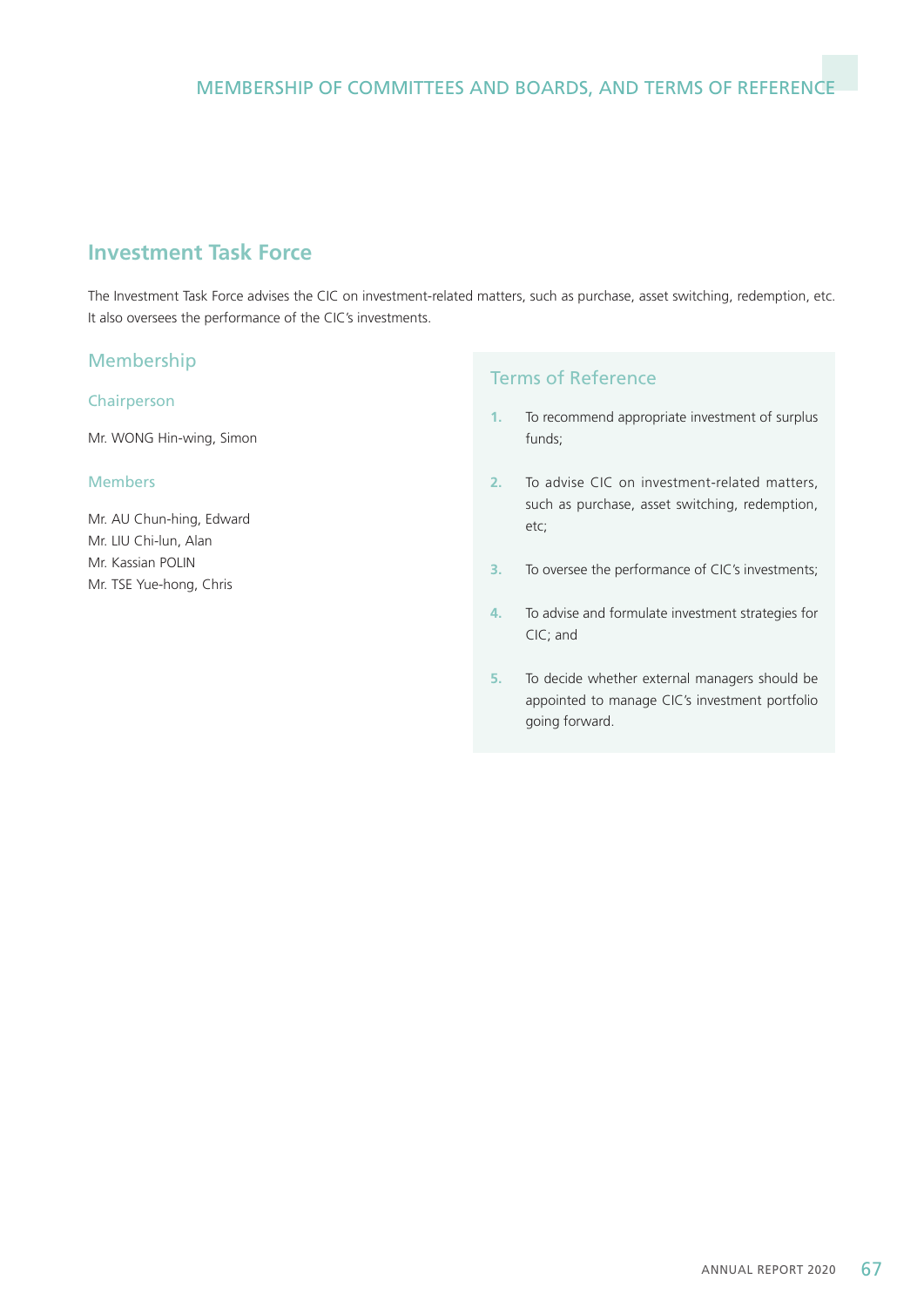## Investment Task Force

The Investment Task Force advises the CIC on investment-related matters, such as purchase, asset switching, redemption, etc. It also oversees the performance of the CIC's investments.

### Membership

#### Chairperson

Mr. WONG Hin-wing, Simon

#### Members

Mr. AU Chun-hing, Edward
Mr. LIU Chi-lun, Alan
Mr. Kassian POLIN
Mr. TSE Yue-hong, Chris

### Terms of Reference

1. To recommend appropriate investment of surplus funds;
2. To advise CIC on investment-related matters, such as purchase, asset switching, redemption, etc;
3. To oversee the performance of CIC's investments;
4. To advise and formulate investment strategies for CIC; and
5. To decide whether external managers should be appointed to manage CIC's investment portfolio going forward.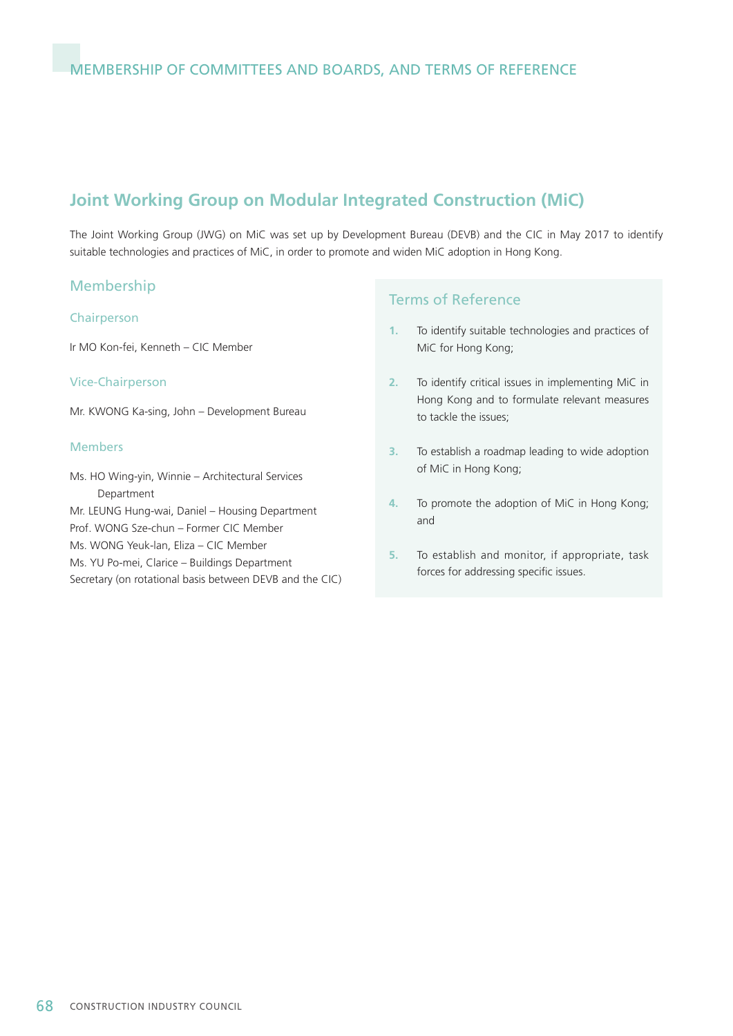## Joint Working Group on Modular Integrated Construction (MiC)

The Joint Working Group (JWG) on MiC was set up by Development Bureau (DEVB) and the CIC in May 2017 to identify suitable technologies and practices of MiC, in order to promote and widen MiC adoption in Hong Kong.

### Membership

#### Chairperson

Ir MO Kon-fei, Kenneth – CIC Member

#### Vice-Chairperson

Mr. KWONG Ka-sing, John – Development Bureau

#### Members

Ms. HO Wing-yin, Winnie – Architectural Services Department
Mr. LEUNG Hung-wai, Daniel – Housing Department
Prof. WONG Sze-chun – Former CIC Member
Ms. WONG Yeuk-lan, Eliza – CIC Member
Ms. YU Po-mei, Clarice – Buildings Department
Secretary (on rotational basis between DEVB and the CIC)

### Terms of Reference

1. To identify suitable technologies and practices of MiC for Hong Kong;
2. To identify critical issues in implementing MiC in Hong Kong and to formulate relevant measures to tackle the issues;
3. To establish a roadmap leading to wide adoption of MiC in Hong Kong;
4. To promote the adoption of MiC in Hong Kong; and
5. To establish and monitor, if appropriate, task forces for addressing specific issues.